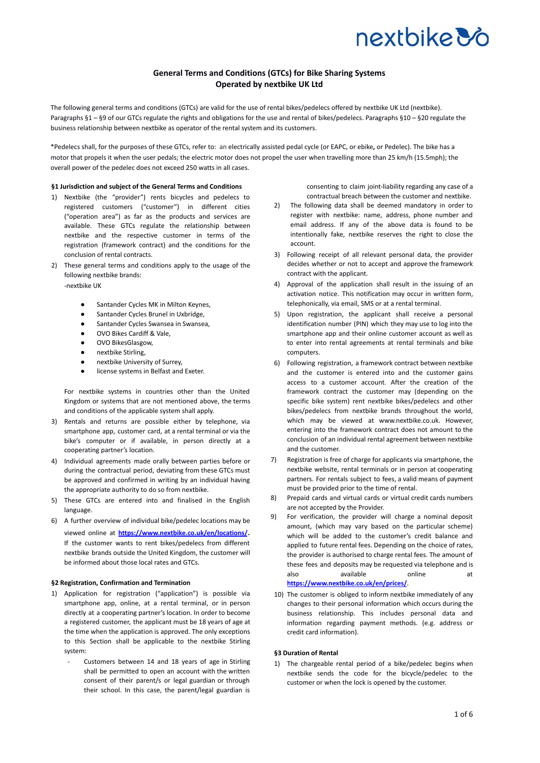# General Terms and Conditions (GTCs) for Bike Sharing Systems Operated by nextbike UK Ltd

The following general terms and conditions (GTCs) are valid for the use of rental bikes/pedelecs offered by nextbike UK Ltd (nextbike). Paragraphs §1 – §9 of our GTCs regulate the rights and obligations for the use and rental of bikes/pedelecs. Paragraphs §10 – §20 regulate the business relationship between nextbike as operator of the rental system and its customers.

*Pedelecs shall, for the purposes of these GTCs, refer to: an electrically assisted pedal cycle (or EAPC, or ebike, or Pedelec). The bike has a motor that propels it when the user pedals; the electric motor does not propel the user when travelling more than 25 km/h (15.5mph); the overall power of the pedelec does not exceed 250 watts in all cases.

### §1 Jurisdiction and subject of the General Terms and Conditions

1) Nextbike (the "provider") rents bicycles and pedelecs to registered customers ("customer") in different cities ("operation area") as far as the products and services are available. These GTCs regulate the relationship between nextbike and the respective customer in terms of the registration (framework contract) and the conditions for the conclusion of rental contracts.
2) These general terms and conditions apply to the usage of the following nextbike brands:
   -nextbike UK
   - Santander Cycles MK in Milton Keynes,
   - Santander Cycles Brunel in Uxbridge,
   - Santander Cycles Swansea in Swansea,
   - OVO Bikes Cardiff & Vale,
   - OVO BikesGlasgow,
   - nextbike Stirling,
   - nextbike University of Surrey,
   - license systems in Belfast and Exeter.

   For nextbike systems in countries other than the United Kingdom or systems that are not mentioned above, the terms and conditions of the applicable system shall apply.
3) Rentals and returns are possible either by telephone, via smartphone app, customer card, at a rental terminal or via the bike's computer or if available, in person directly at a cooperating partner's location.
4) Individual agreements made orally between parties before or during the contractual period, deviating from these GTCs must be approved and confirmed in writing by an individual having the appropriate authority to do so from nextbike.
5) These GTCs are entered into and finalised in the English language.
6) A further overview of individual bike/pedelec locations may be viewed online at **https://www.nextbike.co.uk/en/locations/**. If the customer wants to rent bikes/pedelecs from different nextbike brands outside the United Kingdom, the customer will be informed about those local rates and GTCs.

### §2 Registration, Confirmation and Termination

1) Application for registration ("application") is possible via smartphone app, online, at a rental terminal, or in person directly at a cooperating partner's location. In order to become a registered customer, the applicant must be 18 years of age at the time when the application is approved. The only exceptions to this Section shall be applicable to the nextbike Stirling system:
   - Customers between 14 and 18 years of age in Stirling shall be permitted to open an account with the written consent of their parent/s or legal guardian or through their school. In this case, the parent/legal guardian is consenting to claim joint-liability regarding any case of a contractual breach between the customer and nextbike.
2) The following data shall be deemed mandatory in order to register with nextbike: name, address, phone number and email address. If any of the above data is found to be intentionally fake, nextbike reserves the right to close the account.
3) Following receipt of all relevant personal data, the provider decides whether or not to accept and approve the framework contract with the applicant.
4) Approval of the application shall result in the issuing of an activation notice. This notification may occur in written form, telephonically, via email, SMS or at a rental terminal.
5) Upon registration, the applicant shall receive a personal identification number (PIN) which they may use to log into the smartphone app and their online customer account as well as to enter into rental agreements at rental terminals and bike computers.
6) Following registration, a framework contract between nextbike and the customer is entered into and the customer gains access to a customer account. After the creation of the framework contract the customer may (depending on the specific bike system) rent nextbike bikes/pedelecs and other bikes/pedelecs from nextbike brands throughout the world, which may be viewed at www.nextbike.co.uk. However, entering into the framework contract does not amount to the conclusion of an individual rental agreement between nextbike and the customer.
7) Registration is free of charge for applicants via smartphone, the nextbike website, rental terminals or in person at cooperating partners. For rentals subject to fees, a valid means of payment must be provided prior to the time of rental.
8) Prepaid cards and virtual cards or virtual credit cards numbers are not accepted by the Provider.
9) For verification, the provider will charge a nominal deposit amount, (which may vary based on the particular scheme) which will be added to the customer's credit balance and applied to future rental fees. Depending on the choice of rates, the provider is authorised to charge rental fees. The amount of these fees and deposits may be requested via telephone and is also available online at **https://www.nextbike.co.uk/en/prices/**.
10) The customer is obliged to inform nextbike immediately of any changes to their personal information which occurs during the business relationship. This includes personal data and information regarding payment methods. (e.g. address or credit card information).

### §3 Duration of Rental

1) The chargeable rental period of a bike/pedelec begins when nextbike sends the code for the bicycle/pedelec to the customer or when the lock is opened by the customer.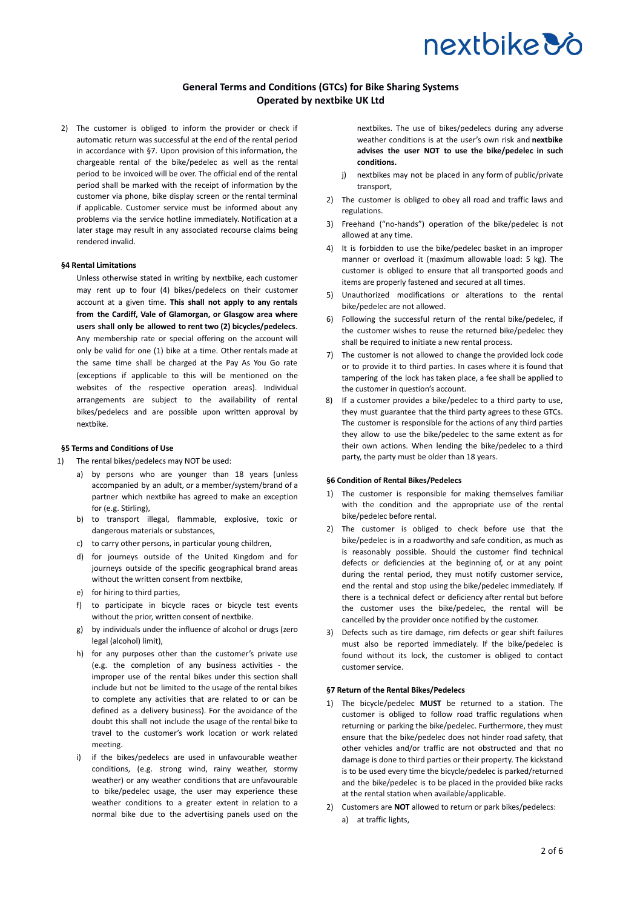# General Terms and Conditions (GTCs) for Bike Sharing Systems Operated by nextbike UK Ltd

2) The customer is obliged to inform the provider or check if automatic return was successful at the end of the rental period in accordance with §7. Upon provision of this information, the chargeable rental of the bike/pedelec as well as the rental period to be invoiced will be over. The official end of the rental period shall be marked with the receipt of information by the customer via phone, bike display screen or the rental terminal if applicable. Customer service must be informed about any problems via the service hotline immediately. Notification at a later stage may result in any associated recourse claims being rendered invalid.

#### §4 Rental Limitations

Unless otherwise stated in writing by nextbike, each customer may rent up to four (4) bikes/pedelecs on their customer account at a given time. **This shall not apply to any rentals from the Cardiff, Vale of Glamorgan, or Glasgow area where users shall only be allowed to rent two (2) bicycles/pedelecs**. Any membership rate or special offering on the account will only be valid for one (1) bike at a time. Other rentals made at the same time shall be charged at the Pay As You Go rate (exceptions if applicable to this will be mentioned on the websites of the respective operation areas). Individual arrangements are subject to the availability of rental bikes/pedelecs and are possible upon written approval by nextbike.

#### §5 Terms and Conditions of Use

1) The rental bikes/pedelecs may NOT be used:
   a) by persons who are younger than 18 years (unless accompanied by an adult, or a member/system/brand of a partner which nextbike has agreed to make an exception for (e.g. Stirling),
   b) to transport illegal, flammable, explosive, toxic or dangerous materials or substances,
   c) to carry other persons, in particular young children,
   d) for journeys outside of the United Kingdom and for journeys outside of the specific geographical brand areas without the written consent from nextbike,
   e) for hiring to third parties,
   f) to participate in bicycle races or bicycle test events without the prior, written consent of nextbike.
   g) by individuals under the influence of alcohol or drugs (zero legal (alcohol) limit),
   h) for any purposes other than the customer's private use (e.g. the completion of any business activities - the improper use of the rental bikes under this section shall include but not be limited to the usage of the rental bikes to complete any activities that are related to or can be defined as a delivery business). For the avoidance of the doubt this shall not include the usage of the rental bike to travel to the customer's work location or work related meeting.
   i) if the bikes/pedelecs are used in unfavourable weather conditions, (e.g. strong wind, rainy weather, stormy weather) or any weather conditions that are unfavourable to bike/pedelec usage, the user may experience these weather conditions to a greater extent in relation to a normal bike due to the advertising panels used on the nextbikes. The use of bikes/pedelecs during any adverse weather conditions is at the user's own risk and **nextbike advises the user NOT to use the bike/pedelec in such conditions.**
   j) nextbikes may not be placed in any form of public/private transport,
2) The customer is obliged to obey all road and traffic laws and regulations.
3) Freehand ("no-hands") operation of the bike/pedelec is not allowed at any time.
4) It is forbidden to use the bike/pedelec basket in an improper manner or overload it (maximum allowable load: 5 kg). The customer is obliged to ensure that all transported goods and items are properly fastened and secured at all times.
5) Unauthorized modifications or alterations to the rental bike/pedelec are not allowed.
6) Following the successful return of the rental bike/pedelec, if the customer wishes to reuse the returned bike/pedelec they shall be required to initiate a new rental process.
7) The customer is not allowed to change the provided lock code or to provide it to third parties. In cases where it is found that tampering of the lock has taken place, a fee shall be applied to the customer in question's account.
8) If a customer provides a bike/pedelec to a third party to use, they must guarantee that the third party agrees to these GTCs. The customer is responsible for the actions of any third parties they allow to use the bike/pedelec to the same extent as for their own actions. When lending the bike/pedelec to a third party, the party must be older than 18 years.

#### §6 Condition of Rental Bikes/Pedelecs

1) The customer is responsible for making themselves familiar with the condition and the appropriate use of the rental bike/pedelec before rental.
2) The customer is obliged to check before use that the bike/pedelec is in a roadworthy and safe condition, as much as is reasonably possible. Should the customer find technical defects or deficiencies at the beginning of, or at any point during the rental period, they must notify customer service, end the rental and stop using the bike/pedelec immediately. If there is a technical defect or deficiency after rental but before the customer uses the bike/pedelec, the rental will be cancelled by the provider once notified by the customer.
3) Defects such as tire damage, rim defects or gear shift failures must also be reported immediately. If the bike/pedelec is found without its lock, the customer is obliged to contact customer service.

#### §7 Return of the Rental Bikes/Pedelecs

1) The bicycle/pedelec **MUST** be returned to a station. The customer is obliged to follow road traffic regulations when returning or parking the bike/pedelec. Furthermore, they must ensure that the bike/pedelec does not hinder road safety, that other vehicles and/or traffic are not obstructed and that no damage is done to third parties or their property. The kickstand is to be used every time the bicycle/pedelec is parked/returned and the bike/pedelec is to be placed in the provided bike racks at the rental station when available/applicable.
2) Customers are **NOT** allowed to return or park bikes/pedelecs:
   a) at traffic lights,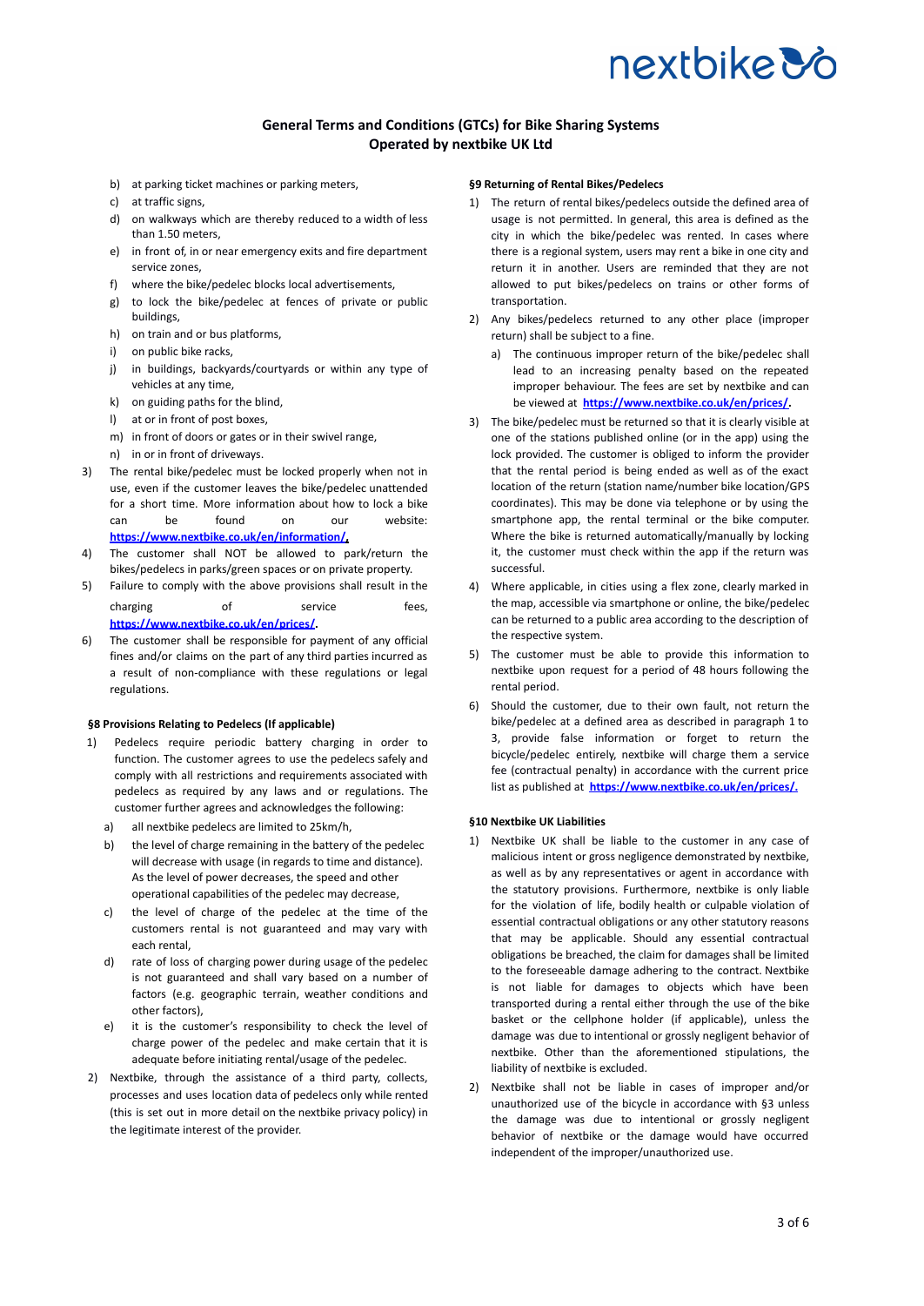**General Terms and Conditions (GTCs) for Bike Sharing Systems Operated by nextbike UK Ltd**

b) at parking ticket machines or parking meters,
c) at traffic signs,
d) on walkways which are thereby reduced to a width of less than 1.50 meters,
e) in front of, in or near emergency exits and fire department service zones,
f) where the bike/pedelec blocks local advertisements,
g) to lock the bike/pedelec at fences of private or public buildings,
h) on train and or bus platforms,
i) on public bike racks,
j) in buildings, backyards/courtyards or within any type of vehicles at any time,
k) on guiding paths for the blind,
l) at or in front of post boxes,
m) in front of doors or gates or in their swivel range,
n) in or in front of driveways.

3) The rental bike/pedelec must be locked properly when not in use, even if the customer leaves the bike/pedelec unattended for a short time. More information about how to lock a bike can be found on our website: **https://www.nextbike.co.uk/en/information/.**
4) The customer shall NOT be allowed to park/return the bikes/pedelecs in parks/green spaces or on private property.
5) Failure to comply with the above provisions shall result in the charging of service fees, **https://www.nextbike.co.uk/en/prices/.**
6) The customer shall be responsible for payment of any official fines and/or claims on the part of any third parties incurred as a result of non-compliance with these regulations or legal regulations.

#### §8 Provisions Relating to Pedelecs (If applicable)

1) Pedelecs require periodic battery charging in order to function. The customer agrees to use the pedelecs safely and comply with all restrictions and requirements associated with pedelecs as required by any laws and or regulations. The customer further agrees and acknowledges the following:
   a) all nextbike pedelecs are limited to 25km/h,
   b) the level of charge remaining in the battery of the pedelec will decrease with usage (in regards to time and distance). As the level of power decreases, the speed and other operational capabilities of the pedelec may decrease,
   c) the level of charge of the pedelec at the time of the customers rental is not guaranteed and may vary with each rental,
   d) rate of loss of charging power during usage of the pedelec is not guaranteed and shall vary based on a number of factors (e.g. geographic terrain, weather conditions and other factors),
   e) it is the customer's responsibility to check the level of charge power of the pedelec and make certain that it is adequate before initiating rental/usage of the pedelec.
2) Nextbike, through the assistance of a third party, collects, processes and uses location data of pedelecs only while rented (this is set out in more detail on the nextbike privacy policy) in the legitimate interest of the provider.

#### §9 Returning of Rental Bikes/Pedelecs

1) The return of rental bikes/pedelecs outside the defined area of usage is not permitted. In general, this area is defined as the city in which the bike/pedelec was rented. In cases where there is a regional system, users may rent a bike in one city and return it in another. Users are reminded that they are not allowed to put bikes/pedelecs on trains or other forms of transportation.
2) Any bikes/pedelecs returned to any other place (improper return) shall be subject to a fine.
   a) The continuous improper return of the bike/pedelec shall lead to an increasing penalty based on the repeated improper behaviour. The fees are set by nextbike and can be viewed at **https://www.nextbike.co.uk/en/prices/.**
3) The bike/pedelec must be returned so that it is clearly visible at one of the stations published online (or in the app) using the lock provided. The customer is obliged to inform the provider that the rental period is being ended as well as of the exact location of the return (station name/number bike location/GPS coordinates). This may be done via telephone or by using the smartphone app, the rental terminal or the bike computer. Where the bike is returned automatically/manually by locking it, the customer must check within the app if the return was successful.
4) Where applicable, in cities using a flex zone, clearly marked in the map, accessible via smartphone or online, the bike/pedelec can be returned to a public area according to the description of the respective system.
5) The customer must be able to provide this information to nextbike upon request for a period of 48 hours following the rental period.
6) Should the customer, due to their own fault, not return the bike/pedelec at a defined area as described in paragraph 1 to 3, provide false information or forget to return the bicycle/pedelec entirely, nextbike will charge them a service fee (contractual penalty) in accordance with the current price list as published at **https://www.nextbike.co.uk/en/prices/.**

#### §10 Nextbike UK Liabilities

1) Nextbike UK shall be liable to the customer in any case of malicious intent or gross negligence demonstrated by itself, as well as by any representatives or agent in accordance with the statutory provisions. Furthermore, nextbike is only liable for the violation of life, bodily health or culpable violation of essential contractual obligations or any other statutory reasons that may be applicable. Should any essential contractual obligations be breached, the claim for damages shall be limited to the foreseeable damage adhering to the contract. Nextbike is not liable for damages to objects which have been transported during a rental either through the use of the bike basket or the cellphone holder (if applicable), unless the damage was due to intentional or grossly negligent behavior of nextbike. Other than the aforementioned stipulations, the liability of nextbike is excluded.
2) Nextbike shall not be liable in cases of improper and/or unauthorized use of the bicycle in accordance with §3 unless the damage was due to intentional or grossly negligent behavior of nextbike or the damage would have occurred independent of the improper/unauthorized use.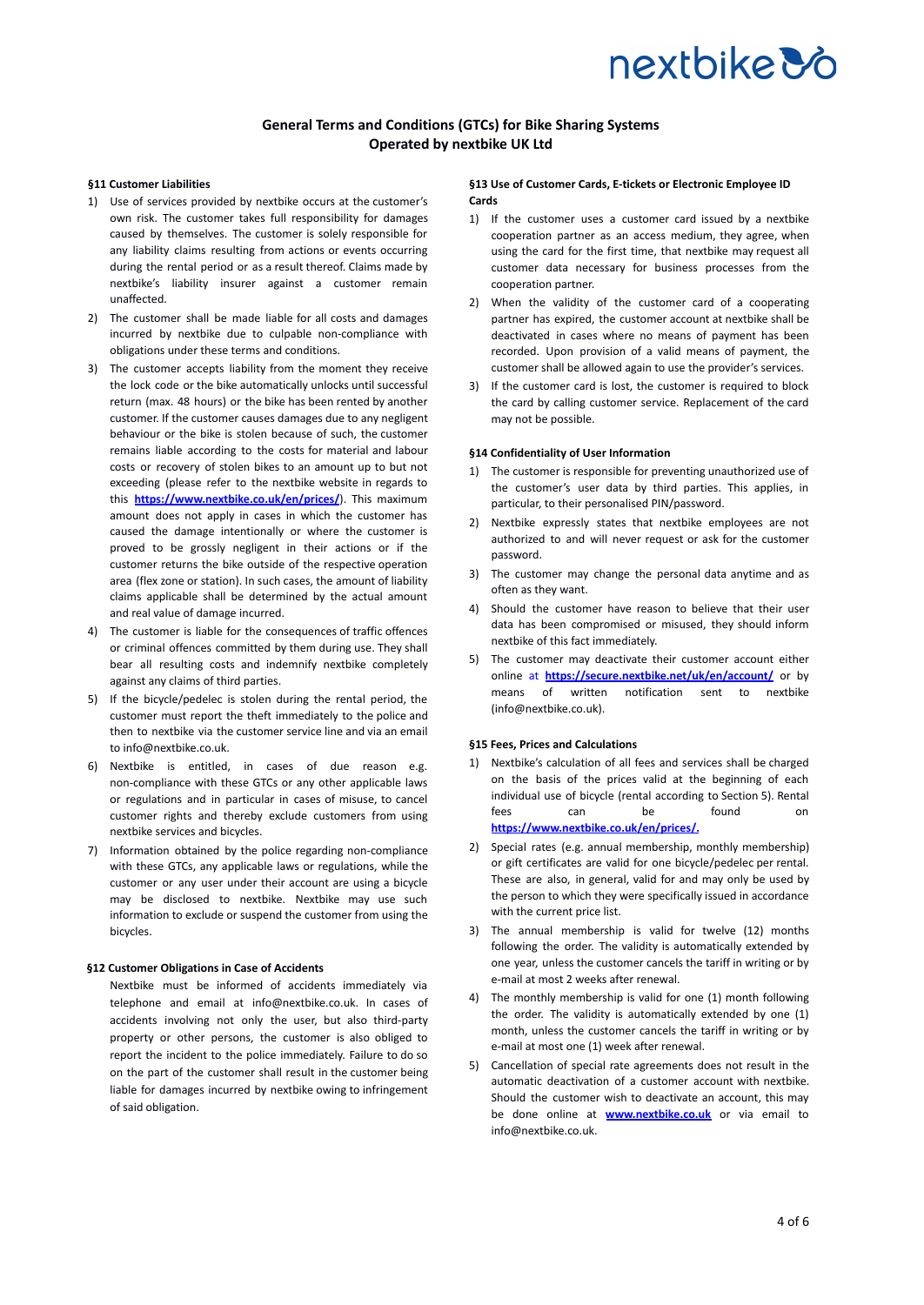# General Terms and Conditions (GTCs) for Bike Sharing Systems Operated by nextbike UK Ltd

**§11 Customer Liabilities**

1) Use of services provided by nextbike occurs at the customer's own risk. The customer takes full responsibility for damages caused by themselves. The customer is solely responsible for any liability claims resulting from actions or events occurring during the rental period or as a result thereof. Claims made by nextbike's liability insurer against a customer remain unaffected.
2) The customer shall be made liable for all costs and damages incurred by nextbike due to culpable non-compliance with obligations under these terms and conditions.
3) The customer accepts liability from the moment they receive the lock code or the bike automatically unlocks until successful return (max. 48 hours) or the bike has been rented by another customer. If the customer causes damages due to any negligent behaviour or the bike is stolen because of such, the customer remains liable according to the costs for material and labour costs or recovery of stolen bikes to an amount up to but not exceeding (please refer to the nextbike website in regards to this **https://www.nextbike.co.uk/en/prices/**). This maximum amount does not apply in cases in which the customer has caused the damage intentionally or where the customer is proved to be grossly negligent in their actions or if the customer returns the bike outside of the respective operation area (flex zone or station). In such cases, the amount of liability claims applicable shall be determined by the actual amount and real value of damage incurred.
4) The customer is liable for the consequences of traffic offences or criminal offences committed by them during use. They shall bear all resulting costs and indemnify nextbike completely against any claims of third parties.
5) If the bicycle/pedelec is stolen during the rental period, the customer must report the theft immediately to the police and then to nextbike via the customer service line and via an email to info@nextbike.co.uk.
6) Nextbike is entitled, in cases of due reason e.g. non-compliance with these GTCs or any other applicable laws or regulations and in particular in cases of misuse, to cancel customer rights and thereby exclude customers from using nextbike services and bicycles.
7) Information obtained by the police regarding non-compliance with these GTCs, any applicable laws or regulations, while the customer or any user under their account are using a bicycle may be disclosed to nextbike. Nextbike may use such information to exclude or suspend the customer from using the bicycles.

**§12 Customer Obligations in Case of Accidents**

Nextbike must be informed of accidents immediately via telephone and email at info@nextbike.co.uk. In cases of accidents involving not only the user, but also third-party property or other persons, the customer is also obliged to report the incident to the police immediately. Failure to do so on the part of the customer shall result in the customer being liable for damages incurred by nextbike owing to infringement of said obligation.

**§13 Use of Customer Cards, E-tickets or Electronic Employee ID Cards**

1) If the customer uses a customer card issued by a nextbike cooperation partner as an access medium, they agree, when using the card for the first time, that nextbike may request all customer data necessary for business processes from the cooperation partner.
2) When the validity of the customer card of a cooperating partner has expired, the customer account at nextbike shall be deactivated in cases where no means of payment has been recorded. Upon provision of a valid means of payment, the customer shall be allowed again to use the provider's services.
3) If the customer card is lost, the customer is required to block the card by calling customer service. Replacement of the card may not be possible.

**§14 Confidentiality of User Information**

1) The customer is responsible for preventing unauthorized use of the customer's user data by third parties. This applies, in particular, to their personalised PIN/password.
2) Nextbike expressly states that nextbike employees are not authorized to and will never request or ask for the customer password.
3) The customer may change the personal data anytime and as often as they want.
4) Should the customer have reason to believe that their user data has been compromised or misused, they should inform nextbike of this fact immediately.
5) The customer may deactivate their customer account either online at **https://secure.nextbike.net/uk/en/account/** or by means of written notification sent to nextbike (info@nextbike.co.uk).

**§15 Fees, Prices and Calculations**

1) Nextbike's calculation of all fees and services shall be charged on the basis of the prices valid at the beginning of each individual use of bicycle (rental according to Section 5). Rental fees can be found on **https://www.nextbike.co.uk/en/prices/.**
2) Special rates (e.g. annual membership, monthly membership) or gift certificates are valid for one bicycle/pedelec per rental. These are also, in general, valid for and may only be used by the person to which they were specifically issued in accordance with the current price list.
3) The annual membership is valid for twelve (12) months following the order. The validity is automatically extended by one year, unless the customer cancels the tariff in writing or by e-mail at most 2 weeks after renewal.
4) The monthly membership is valid for one (1) month following the order. The validity is automatically extended by one (1) month, unless the customer cancels the tariff in writing or by e-mail at most one (1) week after renewal.
5) Cancellation of special rate agreements does not result in the automatic deactivation of a customer account with nextbike. Should the customer wish to deactivate an account, this may be done online at **www.nextbike.co.uk** or via email to info@nextbike.co.uk.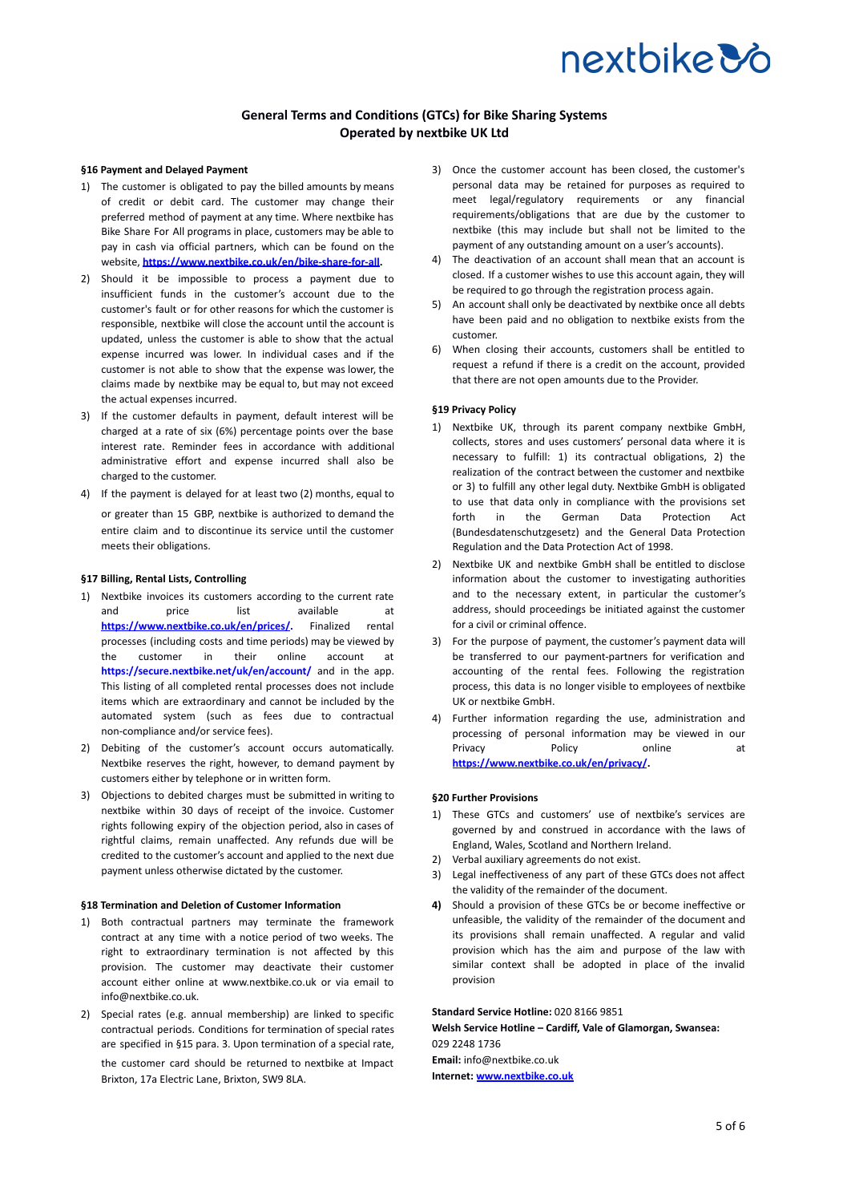# General Terms and Conditions (GTCs) for Bike Sharing Systems Operated by nextbike UK Ltd

### §16 Payment and Delayed Payment

1) The customer is obligated to pay the billed amounts by means of credit or debit card. The customer may change their preferred method of payment at any time. Where nextbike has Bike Share For All programs in place, customers may be able to pay in cash via official partners, which can be found on the website, **https://www.nextbike.co.uk/en/bike-share-for-all.**
2) Should it be impossible to process a payment due to insufficient funds in the customer's account due to the customer's fault or for other reasons for which the customer is responsible, nextbike will close the account until the account is updated, unless the customer is able to show that the actual expense incurred was lower. In individual cases and if the customer is not able to show that the expense was lower, the claims made by nextbike may be equal to, but may not exceed the actual expenses incurred.
3) If the customer defaults in payment, default interest will be charged at a rate of six (6%) percentage points over the base interest rate. Reminder fees in accordance with additional administrative effort and expense incurred shall also be charged to the customer.
4) If the payment is delayed for at least two (2) months, equal to or greater than 15 GBP, nextbike is authorized to demand the entire claim and to discontinue its service until the customer meets their obligations.

### §17 Billing, Rental Lists, Controlling

1) Nextbike invoices its customers according to the current rate and price list available at **https://www.nextbike.co.uk/en/prices/.** Finalized rental processes (including costs and time periods) may be viewed by the customer in their online account at **https://secure.nextbike.net/uk/en/account/** and in the app. This listing of all completed rental processes does not include items which are extraordinary and cannot be included by the automated system (such as fees due to contractual non-compliance and/or service fees).
2) Debiting of the customer's account occurs automatically. Nextbike reserves the right, however, to demand payment by customers either by telephone or in written form.
3) Objections to debited charges must be submitted in writing to nextbike within 30 days of receipt of the invoice. Customer rights following expiry of the objection period, also in cases of rightful claims, remain unaffected. Any refunds due will be credited to the customer's account and applied to the next due payment unless otherwise dictated by the customer.

### §18 Termination and Deletion of Customer Information

1) Both contractual partners may terminate the framework contract at any time with a notice period of two weeks. The right to extraordinary termination is not affected by this provision. The customer may deactivate their customer account either online at www.nextbike.co.uk or via email to info@nextbike.co.uk.
2) Special rates (e.g. annual membership) are linked to specific contractual periods. Conditions for termination of special rates are specified in §15 para. 3. Upon termination of a special rate, the customer card should be returned to nextbike at Impact Brixton, 17a Electric Lane, Brixton, SW9 8LA.
3) Once the customer account has been closed, the customer's personal data may be retained for purposes as required to meet legal/regulatory requirements or any financial requirements/obligations that are due by the customer to nextbike (this may include but shall not be limited to the payment of any outstanding amount on a user's accounts).
4) The deactivation of an account shall mean that an account is closed. If a customer wishes to use this account again, they will be required to go through the registration process again.
5) An account shall only be deactivated by nextbike once all debts have been paid and no obligation to nextbike exists from the customer.
6) When closing their accounts, customers shall be entitled to request a refund if there is a credit on the account, provided that there are not open amounts due to the Provider.

### §19 Privacy Policy

1) Nextbike UK, through its parent company nextbike GmbH, collects, stores and uses customers' personal data where it is necessary to fulfill: 1) its contractual obligations, 2) the realization of the contract between the customer and nextbike or 3) to fulfill any other legal duty. Nextbike GmbH is obligated to use that data only in compliance with the provisions set forth in the German Data Protection Act (Bundesdatenschutzgesetz) and the General Data Protection Regulation and the Data Protection Act of 1998.
2) Nextbike UK and nextbike GmbH shall be entitled to disclose information about the customer to investigating authorities and to the necessary extent, in particular the customer's address, should proceedings be initiated against the customer for a civil or criminal offence.
3) For the purpose of payment, the customer's payment data will be transferred to our payment-partners for verification and accounting of the rental fees. Following the registration process, this data is no longer visible to employees of nextbike UK or nextbike GmbH.
4) Further information regarding the use, administration and processing of personal information may be viewed in our Privacy Policy online at **https://www.nextbike.co.uk/en/privacy/.**

### §20 Further Provisions

1) These GTCs and customers' use of nextbike's services are governed by and construed in accordance with the laws of England, Wales, Scotland and Northern Ireland.
2) Verbal auxiliary agreements do not exist.
3) Legal ineffectiveness of any part of these GTCs does not affect the validity of the remainder of the document.
4) Should a provision of these GTCs be or become ineffective or unfeasible, the validity of the remainder of the document and its provisions shall remain unaffected. A regular and valid provision which has the aim and purpose of the law with similar context shall be adopted in place of the invalid provision

**Standard Service Hotline:** 020 8166 9851
**Welsh Service Hotline – Cardiff, Vale of Glamorgan, Swansea:** 029 2248 1736
**Email:** info@nextbike.co.uk
**Internet:** www.nextbike.co.uk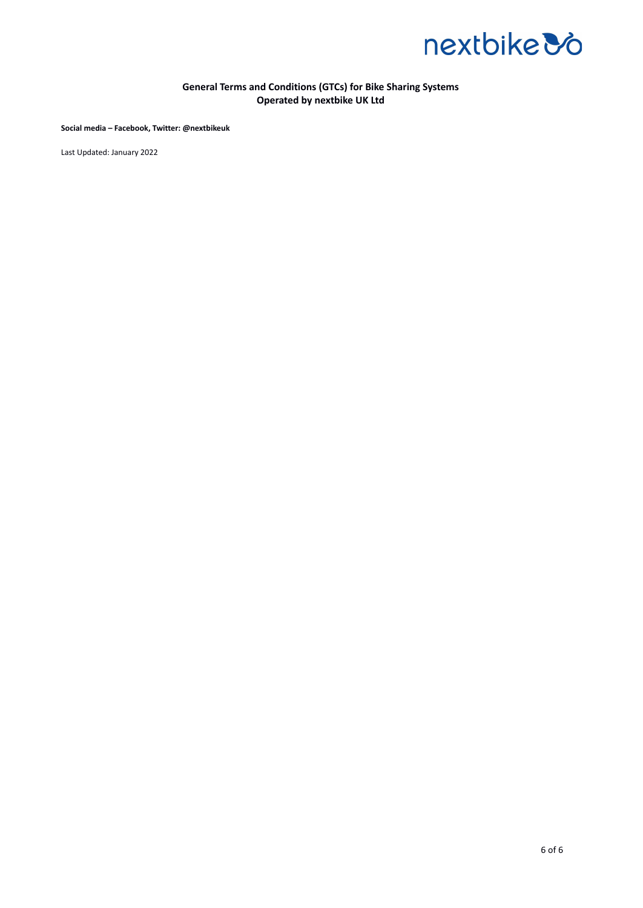**General Terms and Conditions (GTCs) for Bike Sharing Systems**
**Operated by nextbike UK Ltd**

**Social media – Facebook, Twitter: @nextbikeuk**

Last Updated: January 2022